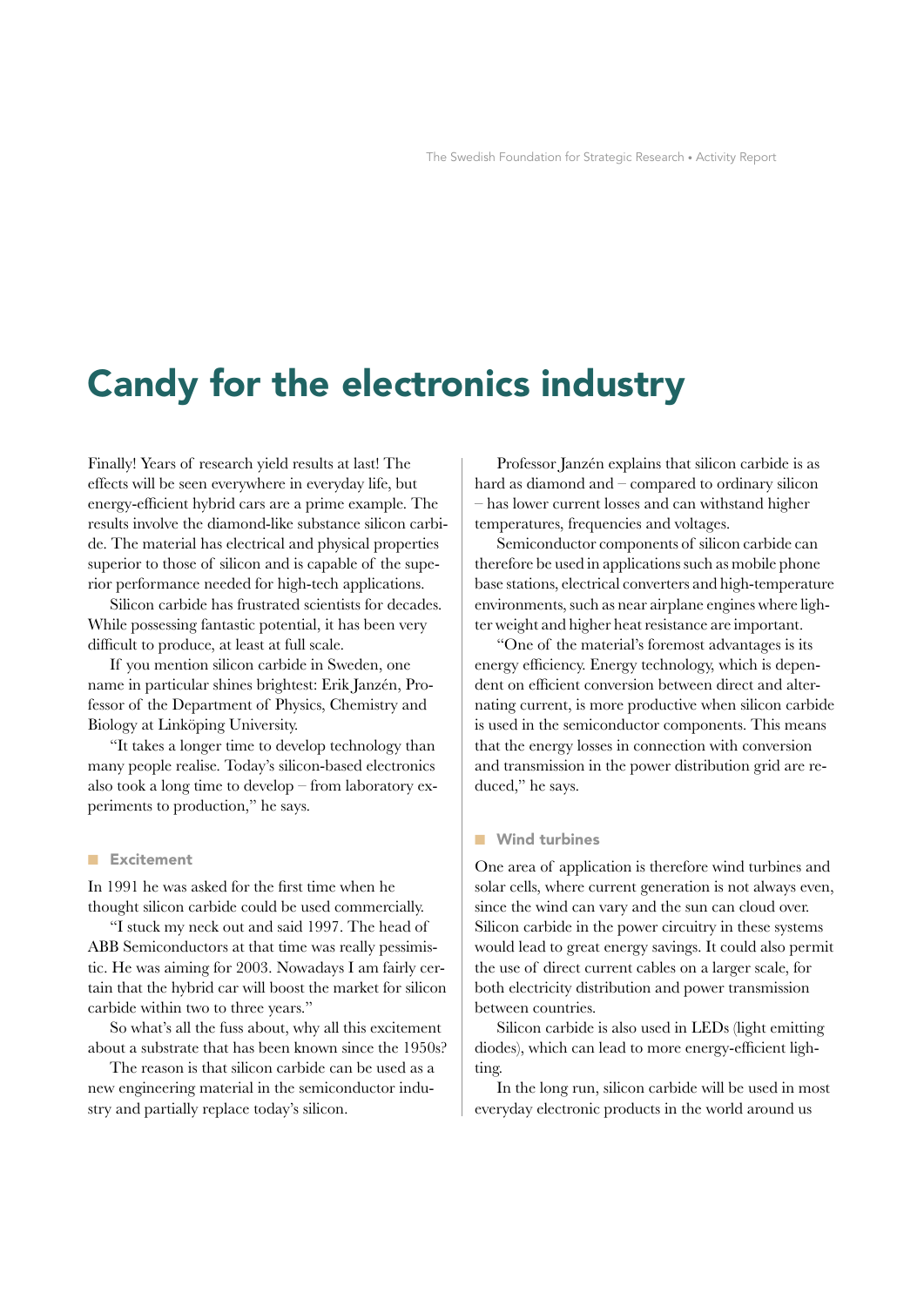# Candy for the electronics industry

Finally! Years of research yield results at last! The effects will be seen everywhere in everyday life, but energy-efficient hybrid cars are a prime example. The results involve the diamond-like substance silicon carbide. The material has electrical and physical properties superior to those of silicon and is capable of the superior performance needed for high-tech applications.

Silicon carbide has frustrated scientists for decades. While possessing fantastic potential, it has been very difficult to produce, at least at full scale.

If you mention silicon carbide in Sweden, one name in particular shines brightest: Erik Janzén, Professor of the Department of Physics, Chemistry and Biology at Linköping University.

"It takes a longer time to develop technology than many people realise. Today's silicon-based electronics also took a long time to develop – from laboratory experiments to production," he says.

## Excitement

In 1991 he was asked for the first time when he thought silicon carbide could be used commercially.

"I stuck my neck out and said 1997. The head of ABB Semiconductors at that time was really pessimistic. He was aiming for 2003. Nowadays I am fairly certain that the hybrid car will boost the market for silicon carbide within two to three years."

So what's all the fuss about, why all this excitement about a substrate that has been known since the 1950s?

The reason is that silicon carbide can be used as a new engineering material in the semiconductor industry and partially replace today's silicon.

Professor Janzén explains that silicon carbide is as hard as diamond and – compared to ordinary silicon – has lower current losses and can withstand higher temperatures, frequencies and voltages.

Semiconductor components of silicon carbide can therefore be used in applications such as mobile phone base stations, electrical converters and high-temperature environments, such as near airplane engines where lighter weight and higher heat resistance are important.

"One of the material's foremost advantages is its energy efficiency. Energy technology, which is dependent on efficient conversion between direct and alternating current, is more productive when silicon carbide is used in the semiconductor components. This means that the energy losses in connection with conversion and transmission in the power distribution grid are reduced," he says.

## Wind turbines

One area of application is therefore wind turbines and solar cells, where current generation is not always even, since the wind can vary and the sun can cloud over. Silicon carbide in the power circuitry in these systems would lead to great energy savings. It could also permit the use of direct current cables on a larger scale, for both electricity distribution and power transmission between countries.

Silicon carbide is also used in LEDs (light emitting diodes), which can lead to more energy-efficient lighting.

In the long run, silicon carbide will be used in most everyday electronic products in the world around us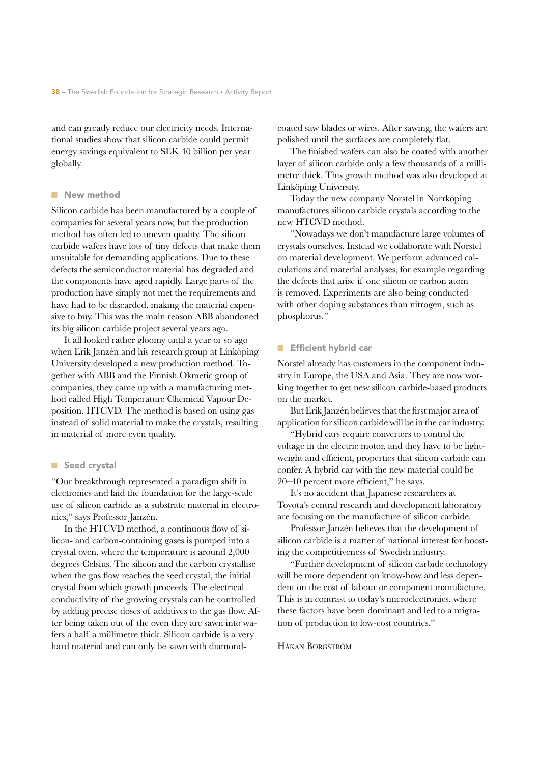and can greatly reduce our electricity needs. International studies show that silicon carbide could permit energy savings equivalent to SEK 40 billion per year globally.

## New method

Silicon carbide has been manufactured by a couple of companies for several years now, but the production method has often led to uneven quality. The silicon carbide wafers have lots of tiny defects that make them unsuitable for demanding applications. Due to these defects the semiconductor material has degraded and the components have aged rapidly. Large parts of the production have simply not met the requirements and have had to be discarded, making the material expensive to buy. This was the main reason ABB abandoned its big silicon carbide project several years ago.

It all looked rather gloomy until a year or so ago when Erik Janzén and his research group at Linköping University developed a new production method. Together with ABB and the Finnish Okmetic group of companies, they came up with a manufacturing method called High Temperature Chemical Vapour Deposition, HTCVD. The method is based on using gas instead of solid material to make the crystals, resulting in material of more even quality.

## Seed crystal

"Our breakthrough represented a paradigm shift in electronics and laid the foundation for the large-scale use of silicon carbide as a substrate material in electronics," says Professor Janzén.

In the HTCVD method, a continuous flow of silicon- and carbon-containing gases is pumped into a crystal oven, where the temperature is around 2,000 degrees Celsius. The silicon and the carbon crystallise when the gas flow reaches the seed crystal, the initial crystal from which growth proceeds. The electrical conductivity of the growing crystals can be controlled by adding precise doses of additives to the gas flow. After being taken out of the oven they are sawn into wafers a half a millimetre thick. Silicon carbide is a very hard material and can only be sawn with diamond-coated saw blades or wires. After sawing, the wafers are polished until the surfaces are completely flat.

The finished wafers can also be coated with another layer of silicon carbide only a few thousands of a millimetre thick. This growth method was also developed at Linköping University.

Today the new company Norstel in Norrköping manufactures silicon carbide crystals according to the new HTCVD method.

"Nowadays we don't manufacture large volumes of crystals ourselves. Instead we collaborate with Norstel on material development. We perform advanced calculations and material analyses, for example regarding the defects that arise if one silicon or carbon atom is removed. Experiments are also being conducted with other doping substances than nitrogen, such as phosphorus."

## Efficient hybrid car

Norstel already has customers in the component industry in Europe, the USA and Asia. They are now working together to get new silicon carbide-based products on the market.

But Erik Janzén believes that the first major area of application for silicon carbide will be in the car industry.

"Hybrid cars require converters to control the voltage in the electric motor, and they have to be lightweight and efficient, properties that silicon carbide can confer. A hybrid car with the new material could be 20–40 percent more efficient," he says.

It's no accident that Japanese researchers at Toyota's central research and development laboratory are focusing on the manufacture of silicon carbide.

Professor Janzén believes that the development of silicon carbide is a matter of national interest for boosting the competitiveness of Swedish industry.

"Further development of silicon carbide technology will be more dependent on know-how and less dependent on the cost of labour or component manufacture. This is in contrast to today's microelectronics, where these factors have been dominant and led to a migration of production to low-cost countries."

Håkan Borgström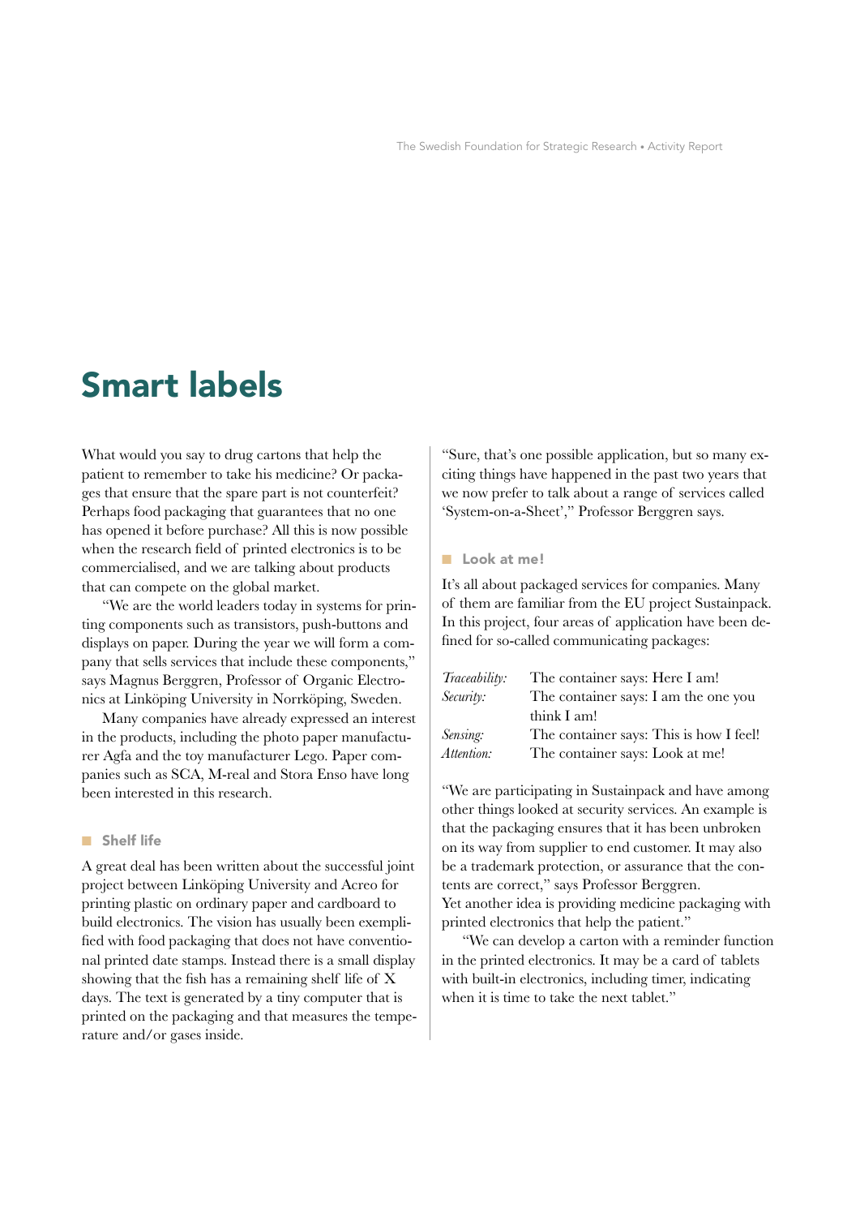# Smart labels

What would you say to drug cartons that help the patient to remember to take his medicine? Or packages that ensure that the spare part is not counterfeit? Perhaps food packaging that guarantees that no one has opened it before purchase? All this is now possible when the research field of printed electronics is to be commercialised, and we are talking about products that can compete on the global market.

"We are the world leaders today in systems for printing components such as transistors, push-buttons and displays on paper. During the year we will form a company that sells services that include these components," says Magnus Berggren, Professor of Organic Electronics at Linköping University in Norrköping, Sweden.

Many companies have already expressed an interest in the products, including the photo paper manufacturer Agfa and the toy manufacturer Lego. Paper companies such as SCA, M-real and Stora Enso have long been interested in this research.

## Shelf life

A great deal has been written about the successful joint project between Linköping University and Acreo for printing plastic on ordinary paper and cardboard to build electronics. The vision has usually been exemplified with food packaging that does not have conventional printed date stamps. Instead there is a small display showing that the fish has a remaining shelf life of X days. The text is generated by a tiny computer that is printed on the packaging and that measures the temperature and/or gases inside.

"Sure, that's one possible application, but so many exciting things have happened in the past two years that we now prefer to talk about a range of services called 'System-on-a-Sheet'," Professor Berggren says.

## Look at me!

It's all about packaged services for companies. Many of them are familiar from the EU project Sustainpack. In this project, four areas of application have been defined for so-called communicating packages:

| | |
|---|---|
| *Traceability:* | The container says: Here I am! |
| *Security:* | The container says: I am the one you think I am! |
| *Sensing:* | The container says: This is how I feel! |
| *Attention:* | The container says: Look at me! |

"We are participating in Sustainpack and have among other things looked at security services. An example is that the packaging ensures that it has been unbroken on its way from supplier to end customer. It may also be a trademark protection, or assurance that the contents are correct," says Professor Berggren.
Yet another idea is providing medicine packaging with printed electronics that help the patient."

"We can develop a carton with a reminder function in the printed electronics. It may be a card of tablets with built-in electronics, including timer, indicating when it is time to take the next tablet."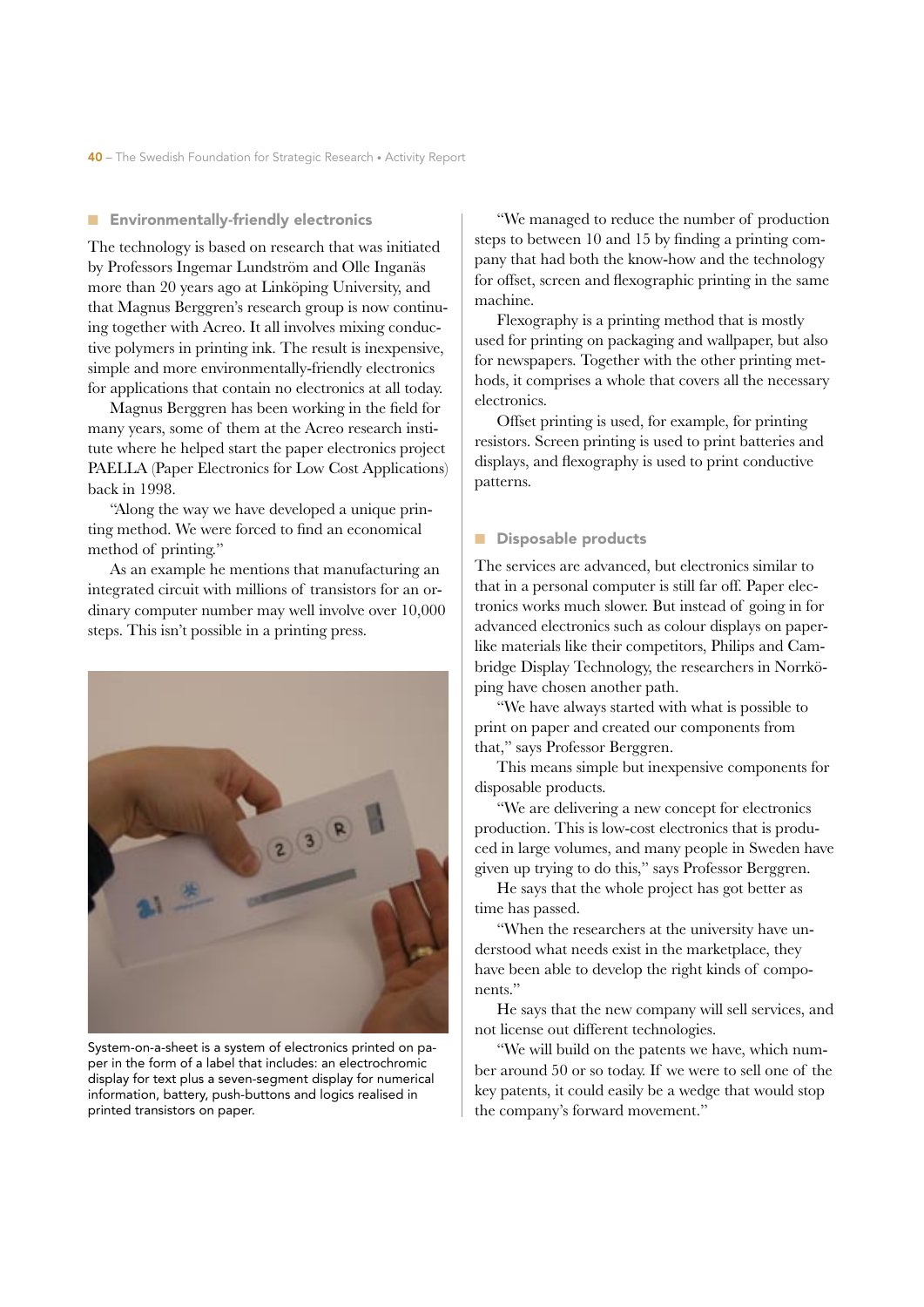## Environmentally-friendly electronics

The technology is based on research that was initiated by Professors Ingemar Lundström and Olle Inganäs more than 20 years ago at Linköping University, and that Magnus Berggren's research group is now continuing together with Acreo. It all involves mixing conductive polymers in printing ink. The result is inexpensive, simple and more environmentally-friendly electronics for applications that contain no electronics at all today.

Magnus Berggren has been working in the field for many years, some of them at the Acreo research institute where he helped start the paper electronics project PAELLA (Paper Electronics for Low Cost Applications) back in 1998.

"Along the way we have developed a unique printing method. We were forced to find an economical method of printing."

As an example he mentions that manufacturing an integrated circuit with millions of transistors for an ordinary computer number may well involve over 10,000 steps. This isn't possible in a printing press.

System-on-a-sheet is a system of electronics printed on paper in the form of a label that includes: an electrochromic display for text plus a seven-segment display for numerical information, battery, push-buttons and logics realised in printed transistors on paper.

"We managed to reduce the number of production steps to between 10 and 15 by finding a printing company that had both the know-how and the technology for offset, screen and flexographic printing in the same machine.

Flexography is a printing method that is mostly used for printing on packaging and wallpaper, but also for newspapers. Together with the other printing methods, it comprises a whole that covers all the necessary electronics.

Offset printing is used, for example, for printing resistors. Screen printing is used to print batteries and displays, and flexography is used to print conductive patterns.

## Disposable products

The services are advanced, but electronics similar to that in a personal computer is still far off. Paper electronics works much slower. But instead of going in for advanced electronics such as colour displays on paper-like materials like their competitors, Philips and Cambridge Display Technology, the researchers in Norrköping have chosen another path.

"We have always started with what is possible to print on paper and created our components from that," says Professor Berggren.

This means simple but inexpensive components for disposable products.

"We are delivering a new concept for electronics production. This is low-cost electronics that is produced in large volumes, and many people in Sweden have given up trying to do this," says Professor Berggren.

He says that the whole project has got better as time has passed.

"When the researchers at the university have understood what needs exist in the marketplace, they have been able to develop the right kinds of components."

He says that the new company will sell services, and not license out different technologies.

"We will build on the patents we have, which number around 50 or so today. If we were to sell one of the key patents, it could easily be a wedge that would stop the company's forward movement."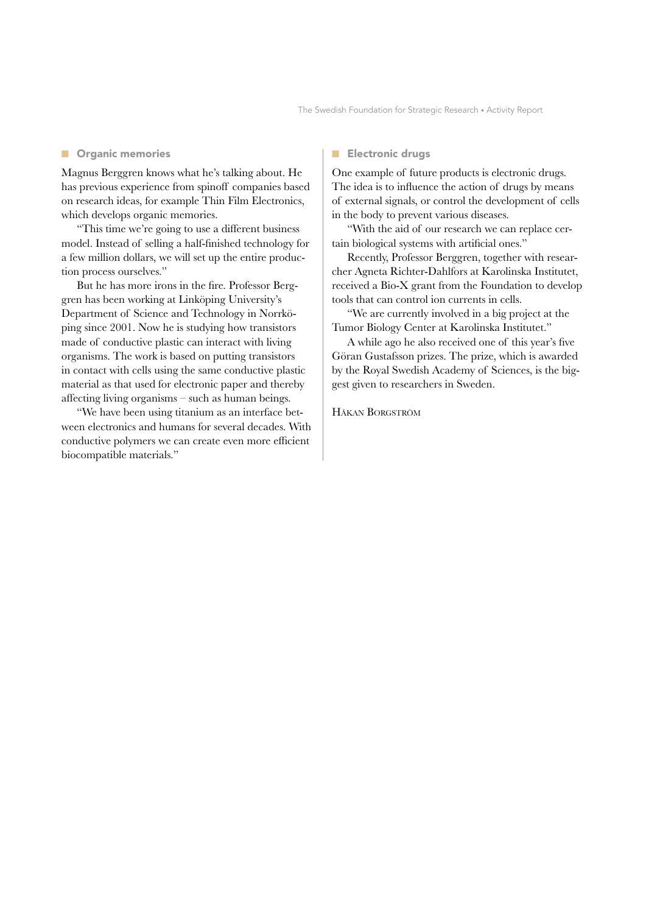## Organic memories

Magnus Berggren knows what he's talking about. He has previous experience from spinoff companies based on research ideas, for example Thin Film Electronics, which develops organic memories.

"This time we're going to use a different business model. Instead of selling a half-finished technology for a few million dollars, we will set up the entire production process ourselves."

But he has more irons in the fire. Professor Berggren has been working at Linköping University's Department of Science and Technology in Norrköping since 2001. Now he is studying how transistors made of conductive plastic can interact with living organisms. The work is based on putting transistors in contact with cells using the same conductive plastic material as that used for electronic paper and thereby affecting living organisms – such as human beings.

"We have been using titanium as an interface between electronics and humans for several decades. With conductive polymers we can create even more efficient biocompatible materials."

## Electronic drugs

One example of future products is electronic drugs. The idea is to influence the action of drugs by means of external signals, or control the development of cells in the body to prevent various diseases.

"With the aid of our research we can replace certain biological systems with artificial ones."

Recently, Professor Berggren, together with researcher Agneta Richter-Dahlfors at Karolinska Institutet, received a Bio-X grant from the Foundation to develop tools that can control ion currents in cells.

"We are currently involved in a big project at the Tumor Biology Center at Karolinska Institutet."

A while ago he also received one of this year's five Göran Gustafsson prizes. The prize, which is awarded by the Royal Swedish Academy of Sciences, is the biggest given to researchers in Sweden.

HÅKAN BORGSTRÖM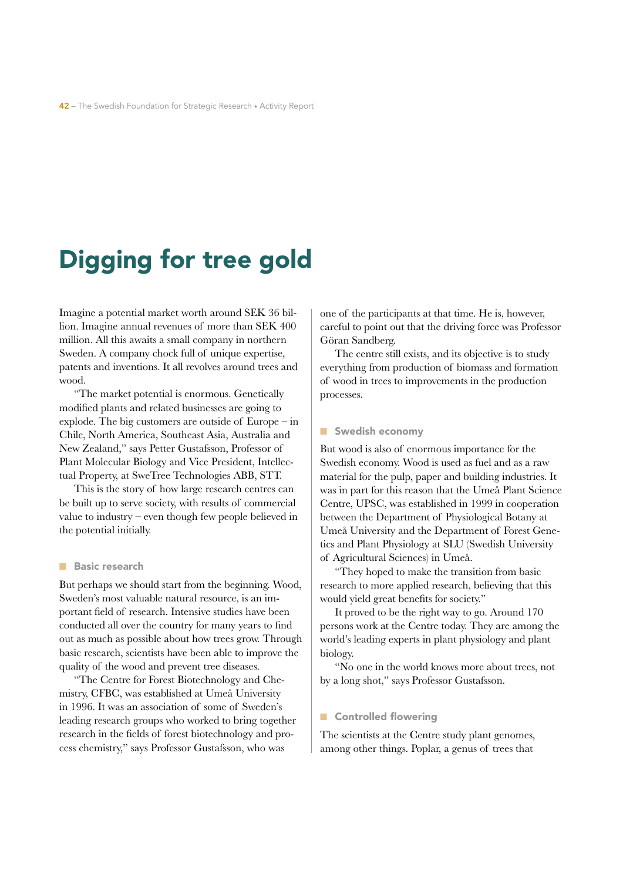# Digging for tree gold

Imagine a potential market worth around SEK 36 billion. Imagine annual revenues of more than SEK 400 million. All this awaits a small company in northern Sweden. A company chock full of unique expertise, patents and inventions. It all revolves around trees and wood.

"The market potential is enormous. Genetically modified plants and related businesses are going to explode. The big customers are outside of Europe – in Chile, North America, Southeast Asia, Australia and New Zealand," says Petter Gustafsson, Professor of Plant Molecular Biology and Vice President, Intellectual Property, at SweTree Technologies ABB, STT.

This is the story of how large research centres can be built up to serve society, with results of commercial value to industry – even though few people believed in the potential initially.

## Basic research

But perhaps we should start from the beginning. Wood, Sweden's most valuable natural resource, is an important field of research. Intensive studies have been conducted all over the country for many years to find out as much as possible about how trees grow. Through basic research, scientists have been able to improve the quality of the wood and prevent tree diseases.

"The Centre for Forest Biotechnology and Chemistry, CFBC, was established at Umeå University in 1996. It was an association of some of Sweden's leading research groups who worked to bring together research in the fields of forest biotechnology and process chemistry," says Professor Gustafsson, who was one of the participants at that time. He is, however, careful to point out that the driving force was Professor Göran Sandberg.

The centre still exists, and its objective is to study everything from production of biomass and formation of wood in trees to improvements in the production processes.

## Swedish economy

But wood is also of enormous importance for the Swedish economy. Wood is used as fuel and as a raw material for the pulp, paper and building industries. It was in part for this reason that the Umeå Plant Science Centre, UPSC, was established in 1999 in cooperation between the Department of Physiological Botany at Umeå University and the Department of Forest Genetics and Plant Physiology at SLU (Swedish University of Agricultural Sciences) in Umeå.

"They hoped to make the transition from basic research to more applied research, believing that this would yield great benefits for society."

It proved to be the right way to go. Around 170 persons work at the Centre today. They are among the world's leading experts in plant physiology and plant biology.

"No one in the world knows more about trees, not by a long shot," says Professor Gustafsson.

## Controlled flowering

The scientists at the Centre study plant genomes, among other things. Poplar, a genus of trees that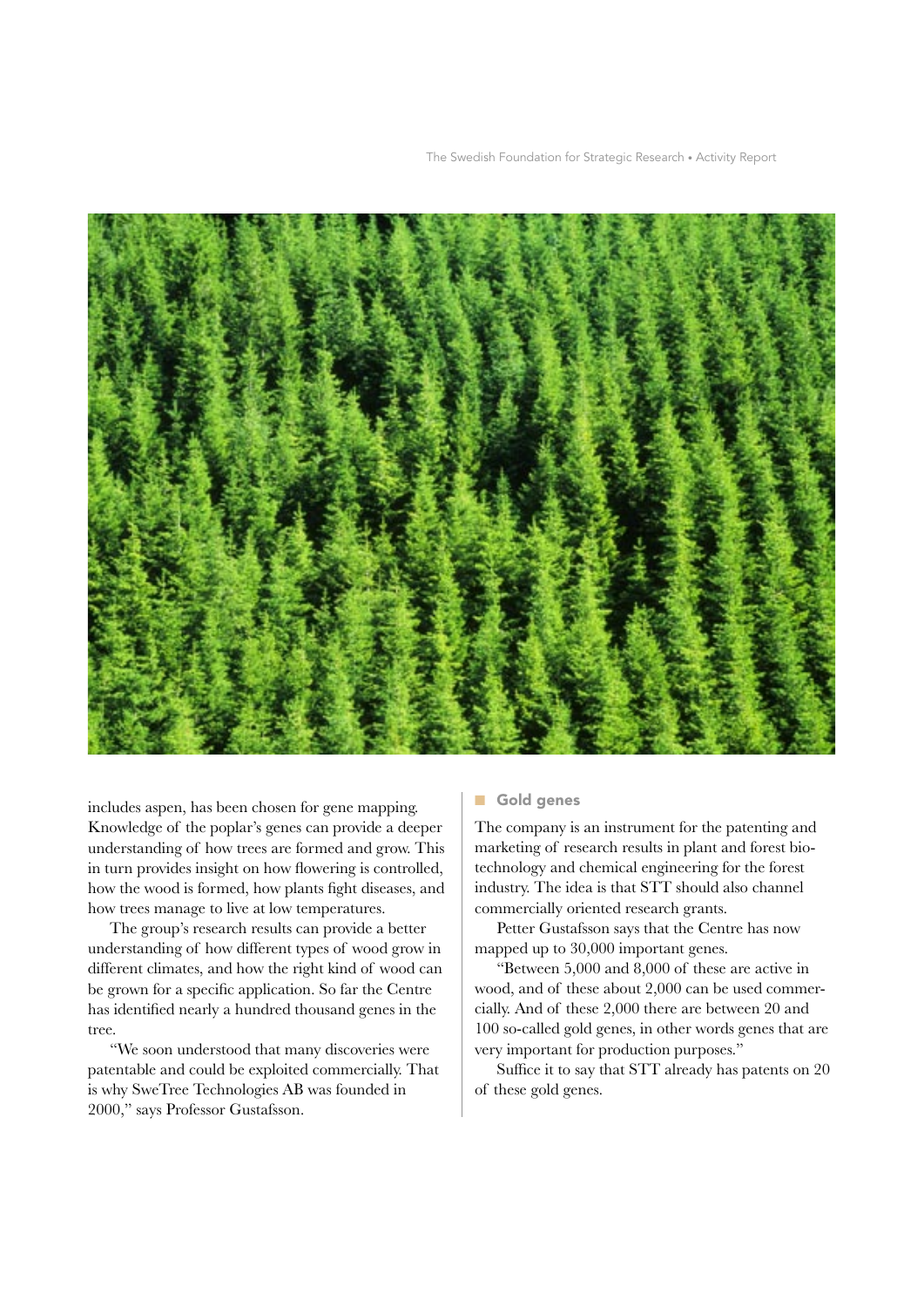includes aspen, has been chosen for gene mapping. Knowledge of the poplar's genes can provide a deeper understanding of how trees are formed and grow. This in turn provides insight on how flowering is controlled, how the wood is formed, how plants fight diseases, and how trees manage to live at low temperatures.

The group's research results can provide a better understanding of how different types of wood grow in different climates, and how the right kind of wood can be grown for a specific application. So far the Centre has identified nearly a hundred thousand genes in the tree.

"We soon understood that many discoveries were patentable and could be exploited commercially. That is why SweTree Technologies AB was founded in 2000," says Professor Gustafsson.

## Gold genes

The company is an instrument for the patenting and marketing of research results in plant and forest biotechnology and chemical engineering for the forest industry. The idea is that STT should also channel commercially oriented research grants.

Petter Gustafsson says that the Centre has now mapped up to 30,000 important genes.

"Between 5,000 and 8,000 of these are active in wood, and of these about 2,000 can be used commercially. And of these 2,000 there are between 20 and 100 so-called gold genes, in other words genes that are very important for production purposes."

Suffice it to say that STT already has patents on 20 of these gold genes.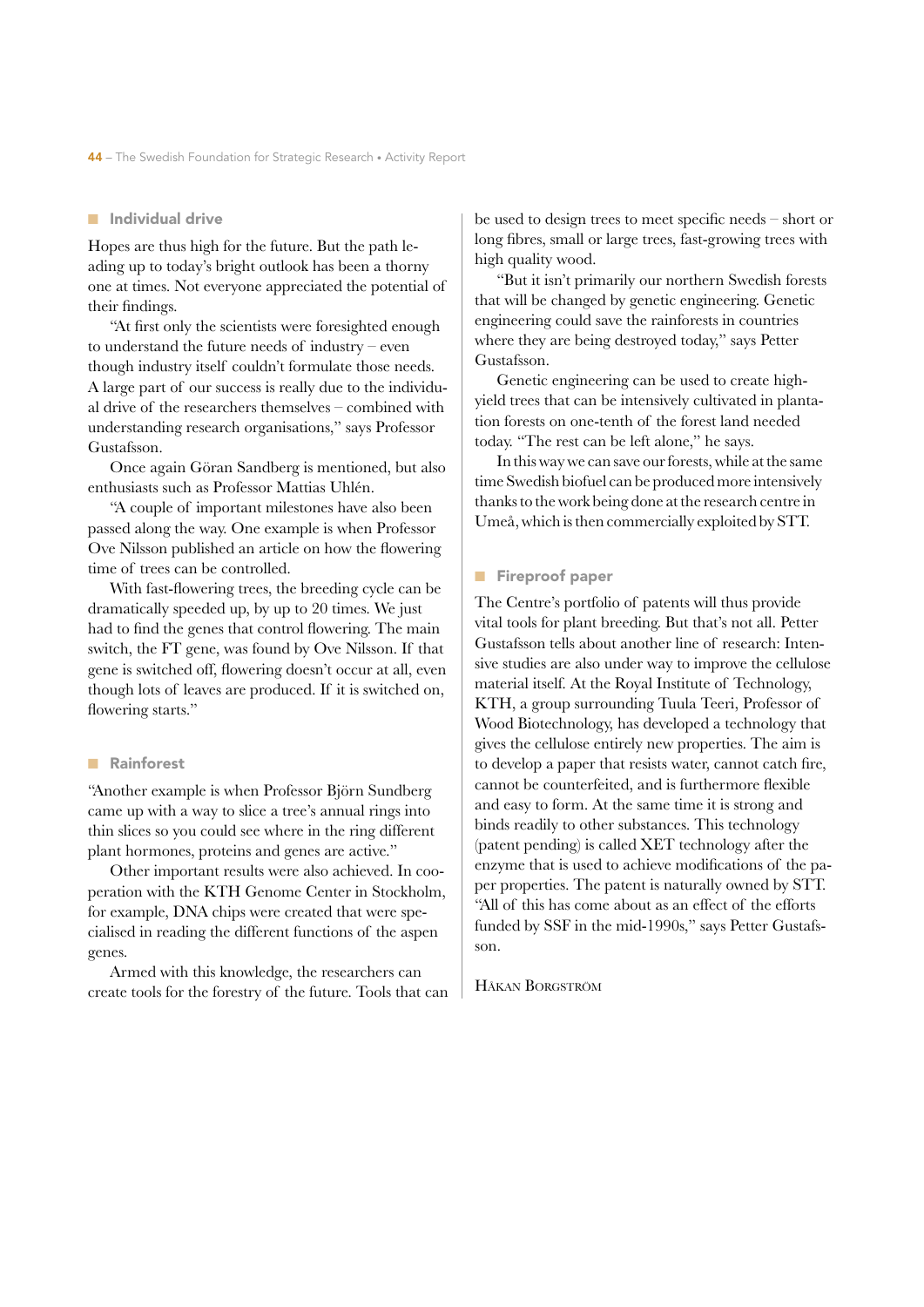## Individual drive

Hopes are thus high for the future. But the path leading up to today's bright outlook has been a thorny one at times. Not everyone appreciated the potential of their findings.

"At first only the scientists were foresighted enough to understand the future needs of industry – even though industry itself couldn't formulate those needs. A large part of our success is really due to the individual drive of the researchers themselves – combined with understanding research organisations," says Professor Gustafsson.

Once again Göran Sandberg is mentioned, but also enthusiasts such as Professor Mattias Uhlén.

"A couple of important milestones have also been passed along the way. One example is when Professor Ove Nilsson published an article on how the flowering time of trees can be controlled.

With fast-flowering trees, the breeding cycle can be dramatically speeded up, by up to 20 times. We just had to find the genes that control flowering. The main switch, the FT gene, was found by Ove Nilsson. If that gene is switched off, flowering doesn't occur at all, even though lots of leaves are produced. If it is switched on, flowering starts."

## Rainforest

"Another example is when Professor Björn Sundberg came up with a way to slice a tree's annual rings into thin slices so you could see where in the ring different plant hormones, proteins and genes are active."

Other important results were also achieved. In cooperation with the KTH Genome Center in Stockholm, for example, DNA chips were created that were specialised in reading the different functions of the aspen genes.

Armed with this knowledge, the researchers can create tools for the forestry of the future. Tools that can be used to design trees to meet specific needs – short or long fibres, small or large trees, fast-growing trees with high quality wood.

"But it isn't primarily our northern Swedish forests that will be changed by genetic engineering. Genetic engineering could save the rainforests in countries where they are being destroyed today," says Petter Gustafsson.

Genetic engineering can be used to create high-yield trees that can be intensively cultivated in plantation forests on one-tenth of the forest land needed today. "The rest can be left alone," he says.

In this way we can save our forests, while at the same time Swedish biofuel can be produced more intensively thanks to the work being done at the research centre in Umeå, which is then commercially exploited by STT.

## Fireproof paper

The Centre's portfolio of patents will thus provide vital tools for plant breeding. But that's not all. Petter Gustafsson tells about another line of research: Intensive studies are also under way to improve the cellulose material itself. At the Royal Institute of Technology, KTH, a group surrounding Tuula Teeri, Professor of Wood Biotechnology, has developed a technology that gives the cellulose entirely new properties. The aim is to develop a paper that resists water, cannot catch fire, cannot be counterfeited, and is furthermore flexible and easy to form. At the same time it is strong and binds readily to other substances. This technology (patent pending) is called XET technology after the enzyme that is used to achieve modifications of the paper properties. The patent is naturally owned by STT. "All of this has come about as an effect of the efforts funded by SSF in the mid-1990s," says Petter Gustafsson.

Håkan Borgström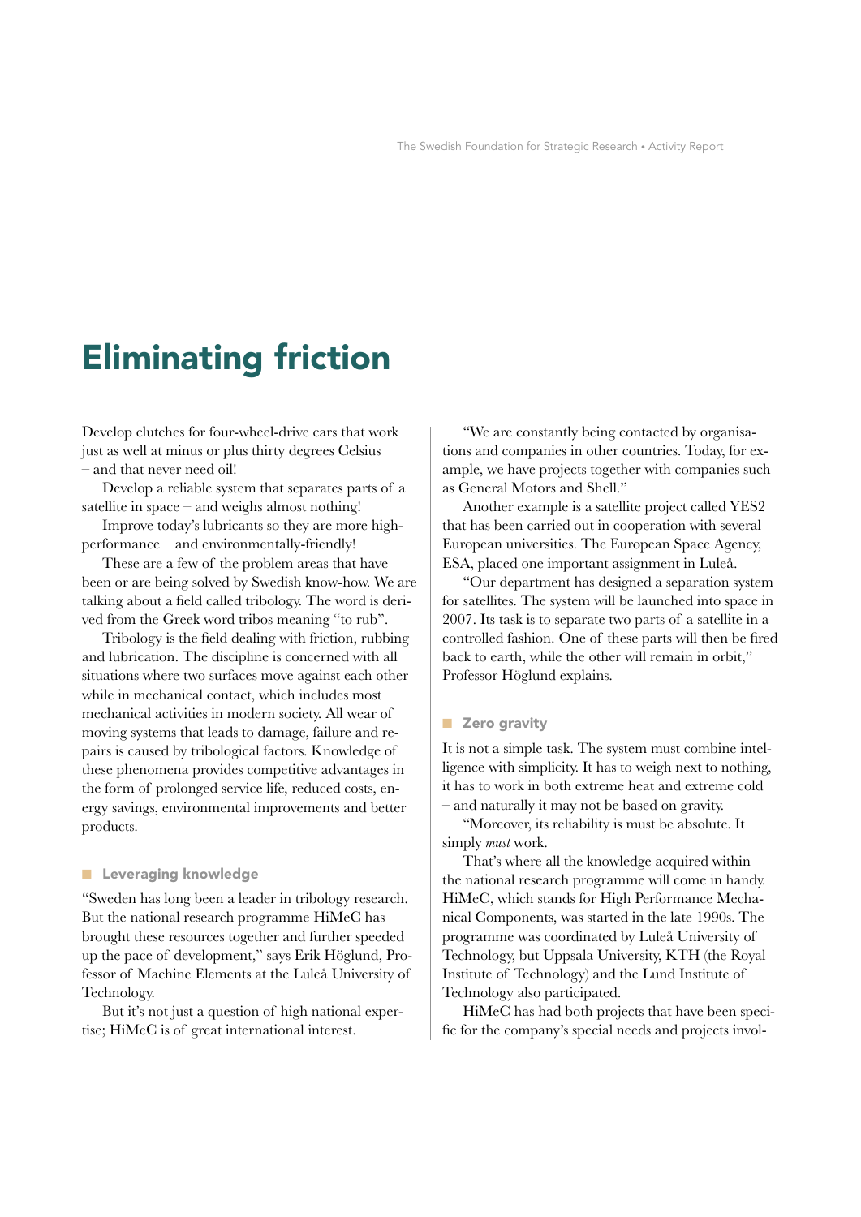# Eliminating friction

Develop clutches for four-wheel-drive cars that work just as well at minus or plus thirty degrees Celsius – and that never need oil!

Develop a reliable system that separates parts of a satellite in space – and weighs almost nothing!

Improve today's lubricants so they are more high-performance – and environmentally-friendly!

These are a few of the problem areas that have been or are being solved by Swedish know-how. We are talking about a field called tribology. The word is derived from the Greek word tribos meaning "to rub".

Tribology is the field dealing with friction, rubbing and lubrication. The discipline is concerned with all situations where two surfaces move against each other while in mechanical contact, which includes most mechanical activities in modern society. All wear of moving systems that leads to damage, failure and repairs is caused by tribological factors. Knowledge of these phenomena provides competitive advantages in the form of prolonged service life, reduced costs, energy savings, environmental improvements and better products.

## Leveraging knowledge

"Sweden has long been a leader in tribology research. But the national research programme HiMeC has brought these resources together and further speeded up the pace of development," says Erik Höglund, Professor of Machine Elements at the Luleå University of Technology.

But it's not just a question of high national expertise; HiMeC is of great international interest.

"We are constantly being contacted by organisations and companies in other countries. Today, for example, we have projects together with companies such as General Motors and Shell."

Another example is a satellite project called YES2 that has been carried out in cooperation with several European universities. The European Space Agency, ESA, placed one important assignment in Luleå.

"Our department has designed a separation system for satellites. The system will be launched into space in 2007. Its task is to separate two parts of a satellite in a controlled fashion. One of these parts will then be fired back to earth, while the other will remain in orbit," Professor Höglund explains.

## Zero gravity

It is not a simple task. The system must combine intelligence with simplicity. It has to weigh next to nothing, it has to work in both extreme heat and extreme cold – and naturally it may not be based on gravity.

"Moreover, its reliability is must be absolute. It simply *must* work.

That's where all the knowledge acquired within the national research programme will come in handy. HiMeC, which stands for High Performance Mechanical Components, was started in the late 1990s. The programme was coordinated by Luleå University of Technology, but Uppsala University, KTH (the Royal Institute of Technology) and the Lund Institute of Technology also participated.

HiMeC has had both projects that have been specific for the company's special needs and projects invol-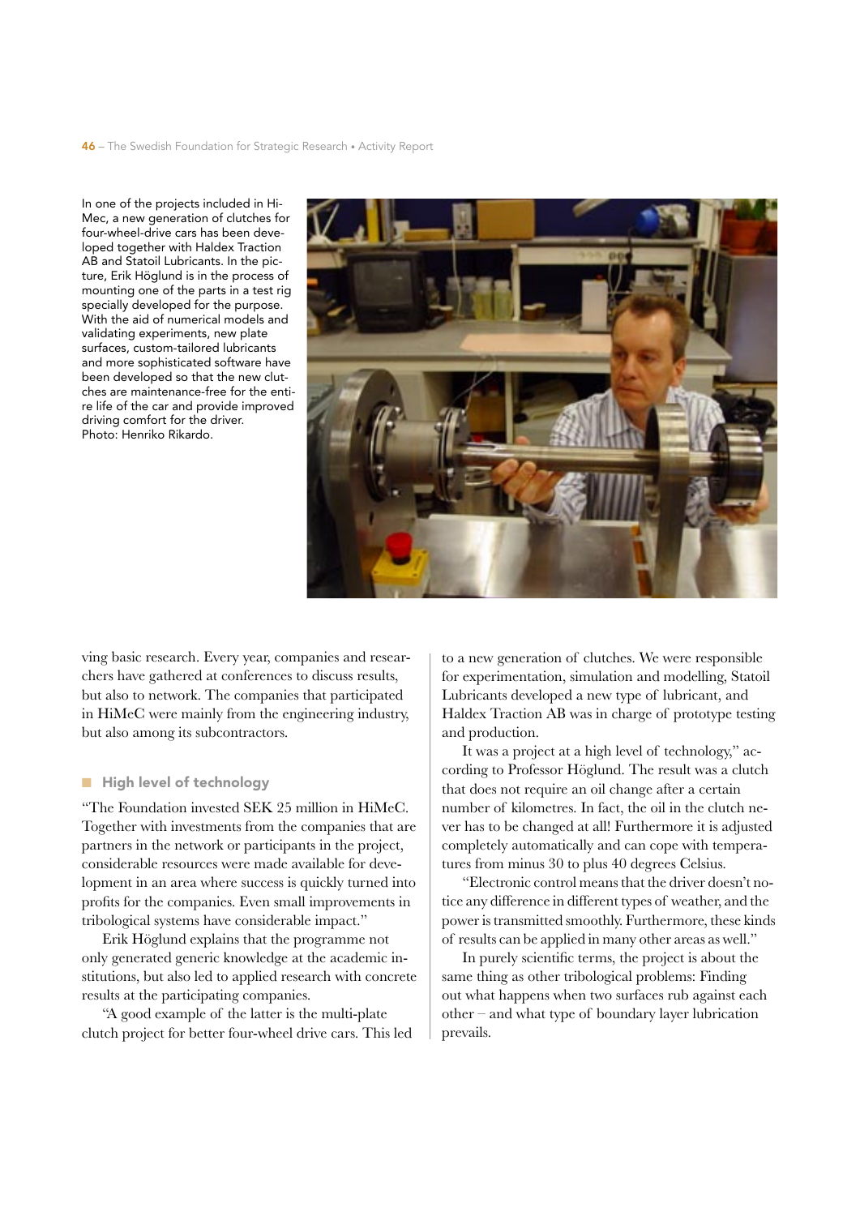In one of the projects included in HiMec, a new generation of clutches for four-wheel-drive cars has been developed together with Haldex Traction AB and Statoil Lubricants. In the picture, Erik Höglund is in the process of mounting one of the parts in a test rig specially developed for the purpose. With the aid of numerical models and validating experiments, new plate surfaces, custom-tailored lubricants and more sophisticated software have been developed so that the new clutches are maintenance-free for the entire life of the car and provide improved driving comfort for the driver.
Photo: Henriko Rikardo.

ving basic research. Every year, companies and researchers have gathered at conferences to discuss results, but also to network. The companies that participated in HiMeC were mainly from the engineering industry, but also among its subcontractors.

## High level of technology

"The Foundation invested SEK 25 million in HiMeC. Together with investments from the companies that are partners in the network or participants in the project, considerable resources were made available for development in an area where success is quickly turned into profits for the companies. Even small improvements in tribological systems have considerable impact."

Erik Höglund explains that the programme not only generated generic knowledge at the academic institutions, but also led to applied research with concrete results at the participating companies.

"A good example of the latter is the multi-plate clutch project for better four-wheel drive cars. This led to a new generation of clutches. We were responsible for experimentation, simulation and modelling, Statoil Lubricants developed a new type of lubricant, and Haldex Traction AB was in charge of prototype testing and production.

It was a project at a high level of technology," according to Professor Höglund. The result was a clutch that does not require an oil change after a certain number of kilometres. In fact, the oil in the clutch never has to be changed at all! Furthermore it is adjusted completely automatically and can cope with temperatures from minus 30 to plus 40 degrees Celsius.

"Electronic control means that the driver doesn't notice any difference in different types of weather, and the power is transmitted smoothly. Furthermore, these kinds of results can be applied in many other areas as well."

In purely scientific terms, the project is about the same thing as other tribological problems: Finding out what happens when two surfaces rub against each other – and what type of boundary layer lubrication prevails.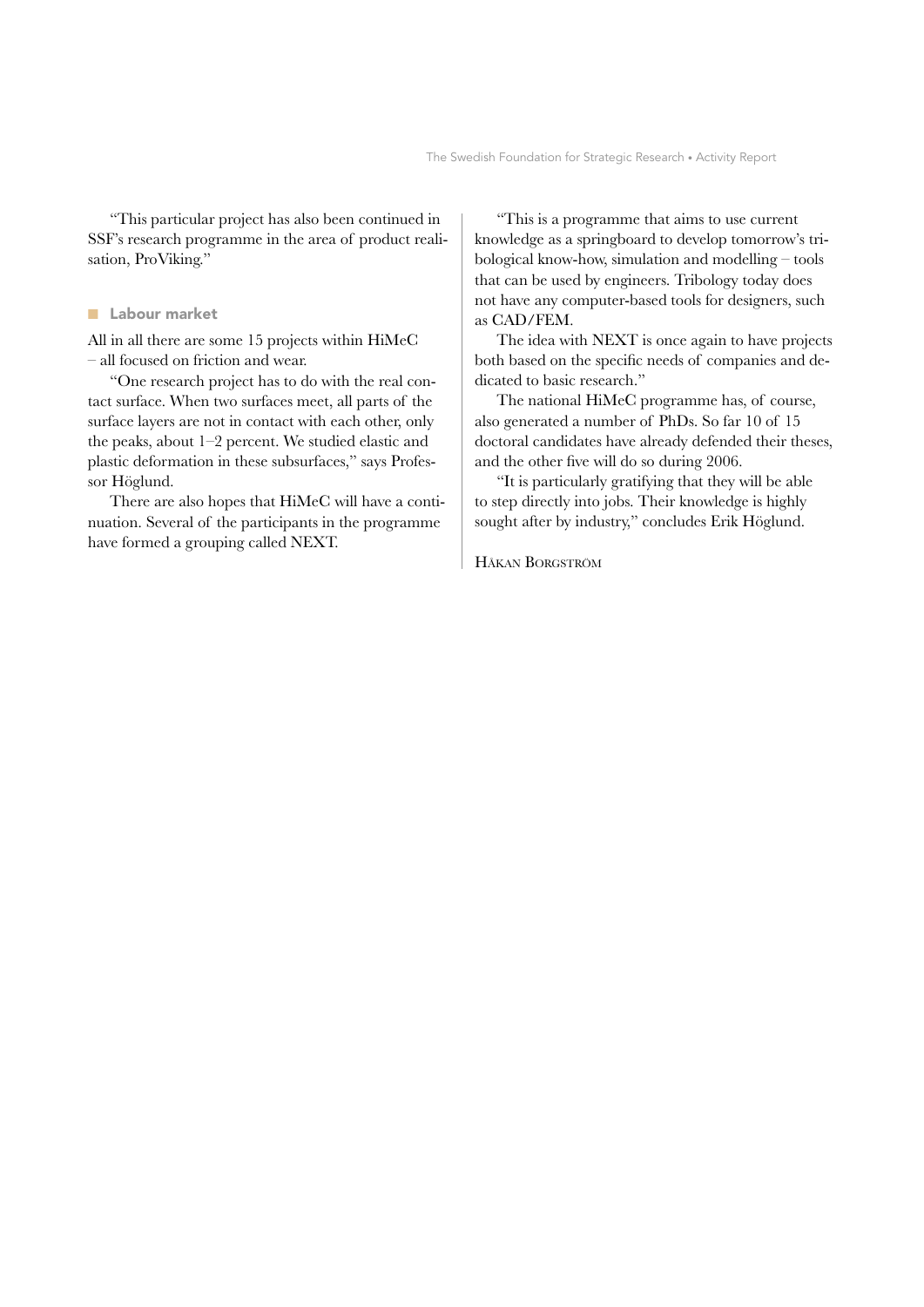"This particular project has also been continued in SSF's research programme in the area of product realisation, ProViking."

## Labour market

All in all there are some 15 projects within HiMeC – all focused on friction and wear.

"One research project has to do with the real contact surface. When two surfaces meet, all parts of the surface layers are not in contact with each other, only the peaks, about 1–2 percent. We studied elastic and plastic deformation in these subsurfaces," says Professor Höglund.

There are also hopes that HiMeC will have a continuation. Several of the participants in the programme have formed a grouping called NEXT.

"This is a programme that aims to use current knowledge as a springboard to develop tomorrow's tribological know-how, simulation and modelling – tools that can be used by engineers. Tribology today does not have any computer-based tools for designers, such as CAD/FEM.

The idea with NEXT is once again to have projects both based on the specific needs of companies and dedicated to basic research."

The national HiMeC programme has, of course, also generated a number of PhDs. So far 10 of 15 doctoral candidates have already defended their theses, and the other five will do so during 2006.

"It is particularly gratifying that they will be able to step directly into jobs. Their knowledge is highly sought after by industry," concludes Erik Höglund.

Håkan Borgström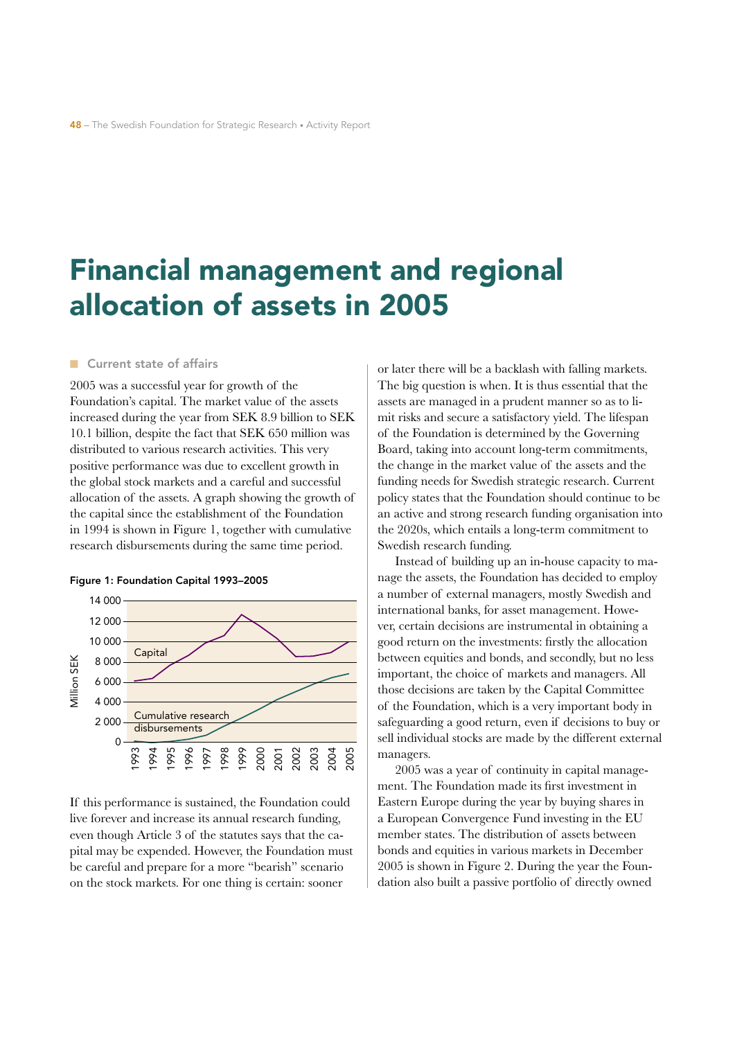# Financial management and regional allocation of assets in 2005

## Current state of affairs

2005 was a successful year for growth of the Foundation's capital. The market value of the assets increased during the year from SEK 8.9 billion to SEK 10.1 billion, despite the fact that SEK 650 million was distributed to various research activities. This very positive performance was due to excellent growth in the global stock markets and a careful and successful allocation of the assets. A graph showing the growth of the capital since the establishment of the Foundation in 1994 is shown in Figure 1, together with cumulative research disbursements during the same time period.

**Figure 1: Foundation Capital 1993–2005**

Million SEK

14 000
12 000
10 000
8 000
6 000
4 000
2 000
0

Capital

Cumulative research disbursements

1993 1994 1995 1996 1997 1998 1999 2000 2001 2002 2003 2004 2005

If this performance is sustained, the Foundation could live forever and increase its annual research funding, even though Article 3 of the statutes says that the capital may be expended. However, the Foundation must be careful and prepare for a more "bearish" scenario on the stock markets. For one thing is certain: sooner or later there will be a backlash with falling markets. The big question is when. It is thus essential that the assets are managed in a prudent manner so as to limit risks and secure a satisfactory yield. The lifespan of the Foundation is determined by the Governing Board, taking into account long-term commitments, the change in the market value of the assets and the funding needs for Swedish strategic research. Current policy states that the Foundation should continue to be an active and strong research funding organisation into the 2020s, which entails a long-term commitment to Swedish research funding.

Instead of building up an in-house capacity to manage the assets, the Foundation has decided to employ a number of external managers, mostly Swedish and international banks, for asset management. However, certain decisions are instrumental in obtaining a good return on the investments: firstly the allocation between equities and bonds, and secondly, but no less important, the choice of markets and managers. All those decisions are taken by the Capital Committee of the Foundation, which is a very important body in safeguarding a good return, even if decisions to buy or sell individual stocks are made by the different external managers.

2005 was a year of continuity in capital management. The Foundation made its first investment in Eastern Europe during the year by buying shares in a European Convergence Fund investing in the EU member states. The distribution of assets between bonds and equities in various markets in December 2005 is shown in Figure 2. During the year the Foundation also built a passive portfolio of directly owned